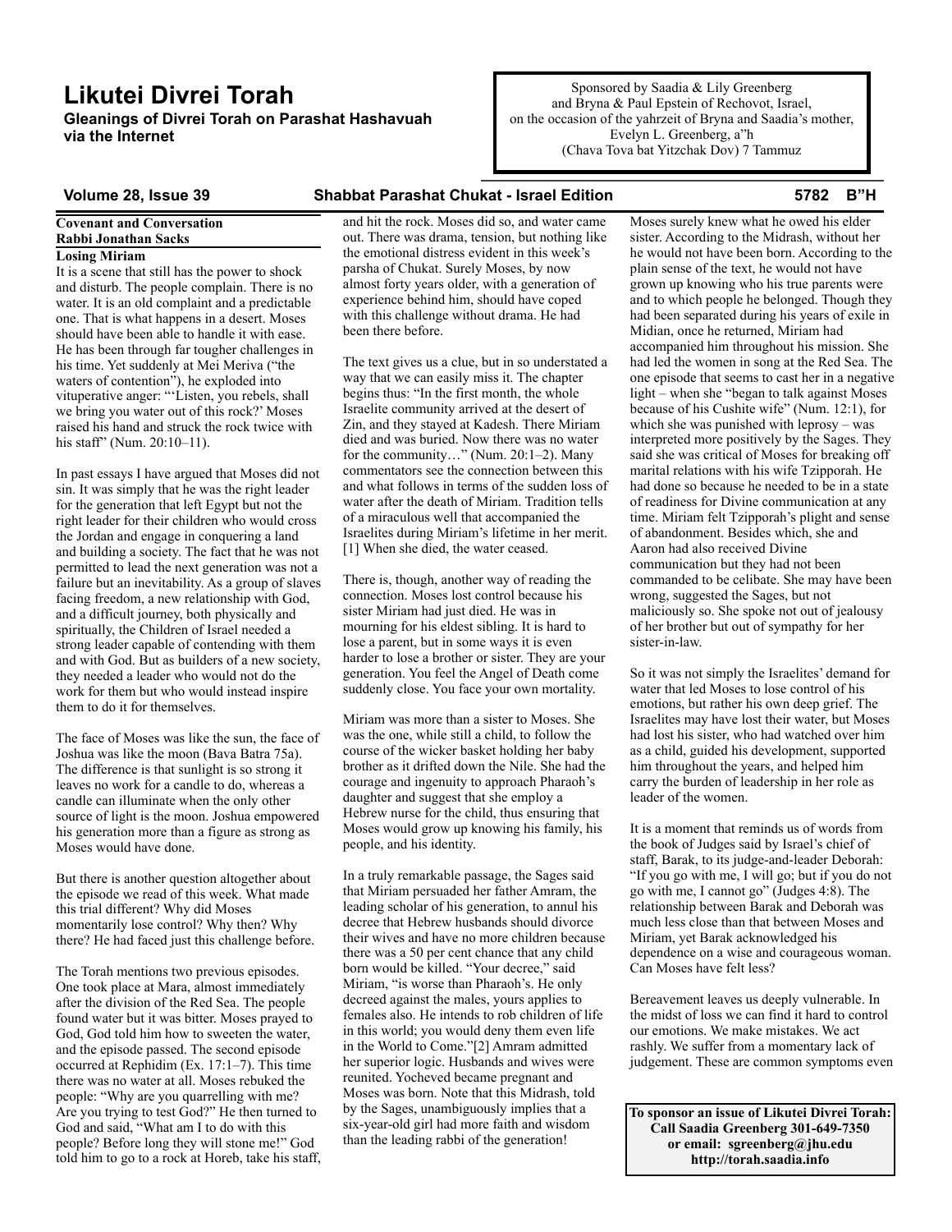# Likutei Divrei Torah

**Gleanings of Divrei Torah on Parashat Hashavuah via the Internet**

Sponsored by Saadia & Lily Greenberg and Bryna & Paul Epstein of Rechovot, Israel, on the occasion of the yahrzeit of Bryna and Saadia's mother, Evelyn L. Greenberg, a"h (Chava Tova bat Yitzchak Dov) 7 Tammuz

**Volume 28, Issue 39 — Shabbat Parashat Chukat - Israel Edition — 5782 B"H**

## Covenant and Conversation
### Rabbi Jonathan Sacks

**Losing Miriam**

It is a scene that still has the power to shock and disturb. The people complain. There is no water. It is an old complaint and a predictable one. That is what happens in a desert. Moses should have been able to handle it with ease. He has been through far tougher challenges in his time. Yet suddenly at Mei Meriva ("the waters of contention"), he exploded into vituperative anger: "'Listen, you rebels, shall we bring you water out of this rock?' Moses raised his hand and struck the rock twice with his staff" (Num. 20:10–11).

In past essays I have argued that Moses did not sin. It was simply that he was the right leader for the generation that left Egypt but not the right leader for their children who would cross the Jordan and engage in conquering a land and building a society. The fact that he was not permitted to lead the next generation was not a failure but an inevitability. As a group of slaves facing freedom, a new relationship with God, and a difficult journey, both physically and spiritually, the Children of Israel needed a strong leader capable of contending with them and with God. But as builders of a new society, they needed a leader who would not do the work for them but who would instead inspire them to do it for themselves.

The face of Moses was like the sun, the face of Joshua was like the moon (Bava Batra 75a). The difference is that sunlight is so strong it leaves no work for a candle to do, whereas a candle can illuminate when the only other source of light is the moon. Joshua empowered his generation more than a figure as strong as Moses would have done.

But there is another question altogether about the episode we read of this week. What made this trial different? Why did Moses momentarily lose control? Why then? Why there? He had faced just this challenge before.

The Torah mentions two previous episodes. One took place at Mara, almost immediately after the division of the Red Sea. The people found water but it was bitter. Moses prayed to God, God told him how to sweeten the water, and the episode passed. The second episode occurred at Rephidim (Ex. 17:1–7). This time there was no water at all. Moses rebuked the people: "Why are you quarrelling with me? Are you trying to test God?" He then turned to God and said, "What am I to do with this people? Before long they will stone me!" God told him to go to a rock at Horeb, take his staff, and hit the rock. Moses did so, and water came out. There was drama, tension, but nothing like the emotional distress evident in this week's parsha of Chukat. Surely Moses, by now almost forty years older, with a generation of experience behind him, should have coped with this challenge without drama. He had been there before.

The text gives us a clue, but in so understated a way that we can easily miss it. The chapter begins thus: "In the first month, the whole Israelite community arrived at the desert of Zin, and they stayed at Kadesh. There Miriam died and was buried. Now there was no water for the community…" (Num. 20:1–2). Many commentators see the connection between this and what follows in terms of the sudden loss of water after the death of Miriam. Tradition tells of a miraculous well that accompanied the Israelites during Miriam's lifetime in her merit. [1] When she died, the water ceased.

There is, though, another way of reading the connection. Moses lost control because his sister Miriam had just died. He was in mourning for his eldest sibling. It is hard to lose a parent, but in some ways it is even harder to lose a brother or sister. They are your generation. You feel the Angel of Death come suddenly close. You face your own mortality.

Miriam was more than a sister to Moses. She was the one, while still a child, to follow the course of the wicker basket holding her baby brother as it drifted down the Nile. She had the courage and ingenuity to approach Pharaoh's daughter and suggest that she employ a Hebrew nurse for the child, thus ensuring that Moses would grow up knowing his family, his people, and his identity.

In a truly remarkable passage, the Sages said that Miriam persuaded her father Amram, the leading scholar of his generation, to annul his decree that Hebrew husbands should divorce their wives and have no more children because there was a 50 per cent chance that any child born would be killed. "Your decree," said Miriam, "is worse than Pharaoh's. He only decreed against the males, yours applies to females also. He intends to rob children of life in this world; you would deny them even life in the World to Come."[2] Amram admitted her superior logic. Husbands and wives were reunited. Yocheved became pregnant and Moses was born. Note that this Midrash, told by the Sages, unambiguously implies that a six-year-old girl had more faith and wisdom than the leading rabbi of the generation!

Moses surely knew what he owed his elder sister. According to the Midrash, without her he would not have been born. According to the plain sense of the text, he would not have grown up knowing who his true parents were and to which people he belonged. Though they had been separated during his years of exile in Midian, once he returned, Miriam had accompanied him throughout his mission. She had led the women in song at the Red Sea. The one episode that seems to cast her in a negative light – when she "began to talk against Moses because of his Cushite wife" (Num. 12:1), for which she was punished with leprosy – was interpreted more positively by the Sages. They said she was critical of Moses for breaking off marital relations with his wife Tzipporah. He had done so because he needed to be in a state of readiness for Divine communication at any time. Miriam felt Tzipporah's plight and sense of abandonment. Besides which, she and Aaron had also received Divine communication but they had not been commanded to be celibate. She may have been wrong, suggested the Sages, but not maliciously so. She spoke not out of jealousy of her brother but out of sympathy for her sister-in-law.

So it was not simply the Israelites' demand for water that led Moses to lose control of his emotions, but rather his own deep grief. The Israelites may have lost their water, but Moses had lost his sister, who had watched over him as a child, guided his development, supported him throughout the years, and helped him carry the burden of leadership in her role as leader of the women.

It is a moment that reminds us of words from the book of Judges said by Israel's chief of staff, Barak, to its judge-and-leader Deborah: "If you go with me, I will go; but if you do not go with me, I cannot go" (Judges 4:8). The relationship between Barak and Deborah was much less close than that between Moses and Miriam, yet Barak acknowledged his dependence on a wise and courageous woman. Can Moses have felt less?

Bereavement leaves us deeply vulnerable. In the midst of loss we can find it hard to control our emotions. We make mistakes. We act rashly. We suffer from a momentary lack of judgement. These are common symptoms even

**To sponsor an issue of Likutei Divrei Torah: Call Saadia Greenberg 301-649-7350 or email: sgreenberg@jhu.edu http://torah.saadia.info**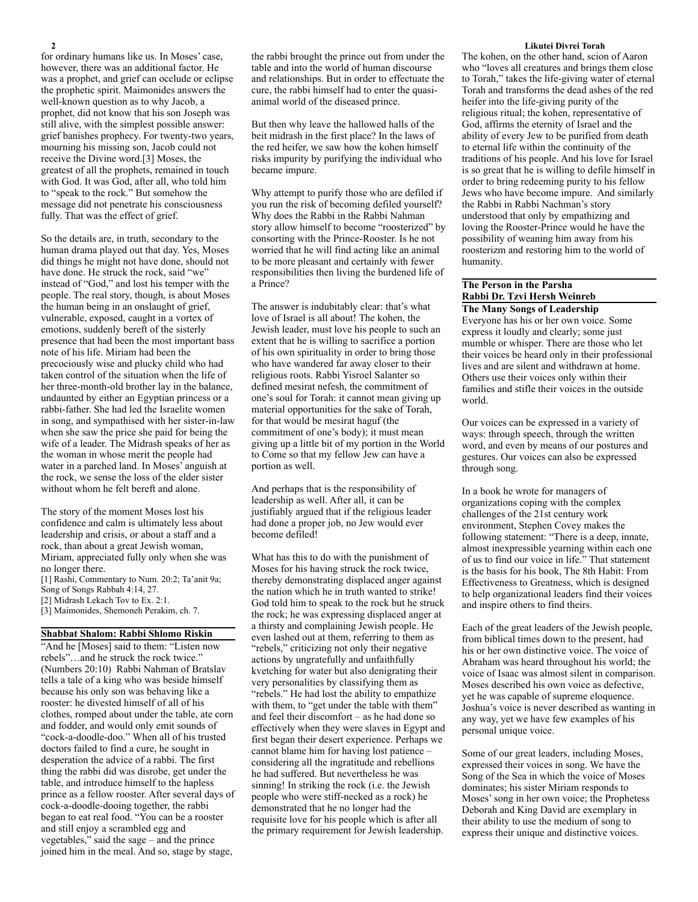for ordinary humans like us. In Moses' case, however, there was an additional factor. He was a prophet, and grief can occlude or eclipse the prophetic spirit. Maimonides answers the well-known question as to why Jacob, a prophet, did not know that his son Joseph was still alive, with the simplest possible answer: grief banishes prophecy. For twenty-two years, mourning his missing son, Jacob could not receive the Divine word.[3] Moses, the greatest of all the prophets, remained in touch with God. It was God, after all, who told him to "speak to the rock." But somehow the message did not penetrate his consciousness fully. That was the effect of grief.

So the details are, in truth, secondary to the human drama played out that day. Yes, Moses did things he might not have done, should not have done. He struck the rock, said "we" instead of "God," and lost his temper with the people. The real story, though, is about Moses the human being in an onslaught of grief, vulnerable, exposed, caught in a vortex of emotions, suddenly bereft of the sisterly presence that had been the most important bass note of his life. Miriam had been the precociously wise and plucky child who had taken control of the situation when the life of her three-month-old brother lay in the balance, undaunted by either an Egyptian princess or a rabbi-father. She had led the Israelite women in song, and sympathised with her sister-in-law when she saw the price she paid for being the wife of a leader. The Midrash speaks of her as the woman in whose merit the people had water in a parched land. In Moses' anguish at the rock, we sense the loss of the elder sister without whom he felt bereft and alone.

The story of the moment Moses lost his confidence and calm is ultimately less about leadership and crisis, or about a staff and a rock, than about a great Jewish woman, Miriam, appreciated fully only when she was no longer there.

[1] Rashi, Commentary to Num. 20:2; Ta'anit 9a; Song of Songs Rabbah 4:14, 27.
[2] Midrash Lekach Tov to Ex. 2:1.
[3] Maimonides, Shemoneh Perakim, ch. 7.

## Shabbat Shalom: Rabbi Shlomo Riskin

"And he [Moses] said to them: "Listen now rebels"…and he struck the rock twice." (Numbers 20:10) Rabbi Nahman of Bratslav tells a tale of a king who was beside himself because his only son was behaving like a rooster: he divested himself of all of his clothes, romped about under the table, ate corn and fodder, and would only emit sounds of "cock-a-doodle-doo." When all of his trusted doctors failed to find a cure, he sought in desperation the advice of a rabbi. The first thing the rabbi did was disrobe, get under the table, and introduce himself to the hapless prince as a fellow rooster. After several days of cock-a-doodle-dooing together, the rabbi began to eat real food. "You can be a rooster and still enjoy a scrambled egg and vegetables," said the sage – and the prince joined him in the meal. And so, stage by stage, the rabbi brought the prince out from under the table and into the world of human discourse and relationships. But in order to effectuate the cure, the rabbi himself had to enter the quasi-animal world of the diseased prince.

But then why leave the hallowed halls of the beit midrash in the first place? In the laws of the red heifer, we saw how the kohen himself risks impurity by purifying the individual who became impure.

Why attempt to purify those who are defiled if you run the risk of becoming defiled yourself? Why does the Rabbi in the Rabbi Nahman story allow himself to become "roosterized" by consorting with the Prince-Rooster. Is he not worried that he will find acting like an animal to be more pleasant and certainly with fewer responsibilities then living the burdened life of a Prince?

The answer is indubitably clear: that's what love of Israel is all about! The kohen, the Jewish leader, must love his people to such an extent that he is willing to sacrifice a portion of his own spirituality in order to bring those who have wandered far away closer to their religious roots. Rabbi Yisroel Salanter so defined mesirat nefesh, the commitment of one's soul for Torah: it cannot mean giving up material opportunities for the sake of Torah, for that would be mesirat haguf (the commitment of one's body); it must mean giving up a little bit of my portion in the World to Come so that my fellow Jew can have a portion as well.

And perhaps that is the responsibility of leadership as well. After all, it can be justifiably argued that if the religious leader had done a proper job, no Jew would ever become defiled!

What has this to do with the punishment of Moses for his having struck the rock twice, thereby demonstrating displaced anger against the nation which he in truth wanted to strike! God told him to speak to the rock but he struck the rock; he was expressing displaced anger at a thirsty and complaining Jewish people. He even lashed out at them, referring to them as "rebels," criticizing not only their negative actions by ungratefully and unfaithfully kvetching for water but also denigrating their very personalities by classifying them as "rebels." He had lost the ability to empathize with them, to "get under the table with them" and feel their discomfort – as he had done so effectively when they were slaves in Egypt and first began their desert experience. Perhaps we cannot blame him for having lost patience – considering all the ingratitude and rebellions he had suffered. But nevertheless he was sinning! In striking the rock (i.e. the Jewish people who were stiff-necked as a rock) he demonstrated that he no longer had the requisite love for his people which is after all the primary requirement for Jewish leadership.

The kohen, on the other hand, scion of Aaron who "loves all creatures and brings them close to Torah," takes the life-giving water of eternal Torah and transforms the dead ashes of the red heifer into the life-giving purity of the religious ritual; the kohen, representative of God, affirms the eternity of Israel and the ability of every Jew to be purified from death to eternal life within the continuity of the traditions of his people. And his love for Israel is so great that he is willing to defile himself in order to bring redeeming purity to his fellow Jews who have become impure. And similarly the Rabbi in Rabbi Nachman's story understood that only by empathizing and loving the Rooster-Prince would he have the possibility of weaning him away from his roosterizm and restoring him to the world of humanity.

## The Person in the Parsha
## Rabbi Dr. Tzvi Hersh Weinreb

### The Many Songs of Leadership

Everyone has his or her own voice. Some express it loudly and clearly; some just mumble or whisper. There are those who let their voices be heard only in their professional lives and are silent and withdrawn at home. Others use their voices only within their families and stifle their voices in the outside world.

Our voices can be expressed in a variety of ways: through speech, through the written word, and even by means of our postures and gestures. Our voices can also be expressed through song.

In a book he wrote for managers of organizations coping with the complex challenges of the 21st century work environment, Stephen Covey makes the following statement: "There is a deep, innate, almost inexpressible yearning within each one of us to find our voice in life." That statement is the basis for his book, The 8th Habit: From Effectiveness to Greatness, which is designed to help organizational leaders find their voices and inspire others to find theirs.

Each of the great leaders of the Jewish people, from biblical times down to the present, had his or her own distinctive voice. The voice of Abraham was heard throughout his world; the voice of Isaac was almost silent in comparison. Moses described his own voice as defective, yet he was capable of supreme eloquence. Joshua's voice is never described as wanting in any way, yet we have few examples of his personal unique voice.

Some of our great leaders, including Moses, expressed their voices in song. We have the Song of the Sea in which the voice of Moses dominates; his sister Miriam responds to Moses' song in her own voice; the Prophetess Deborah and King David are exemplary in their ability to use the medium of song to express their unique and distinctive voices.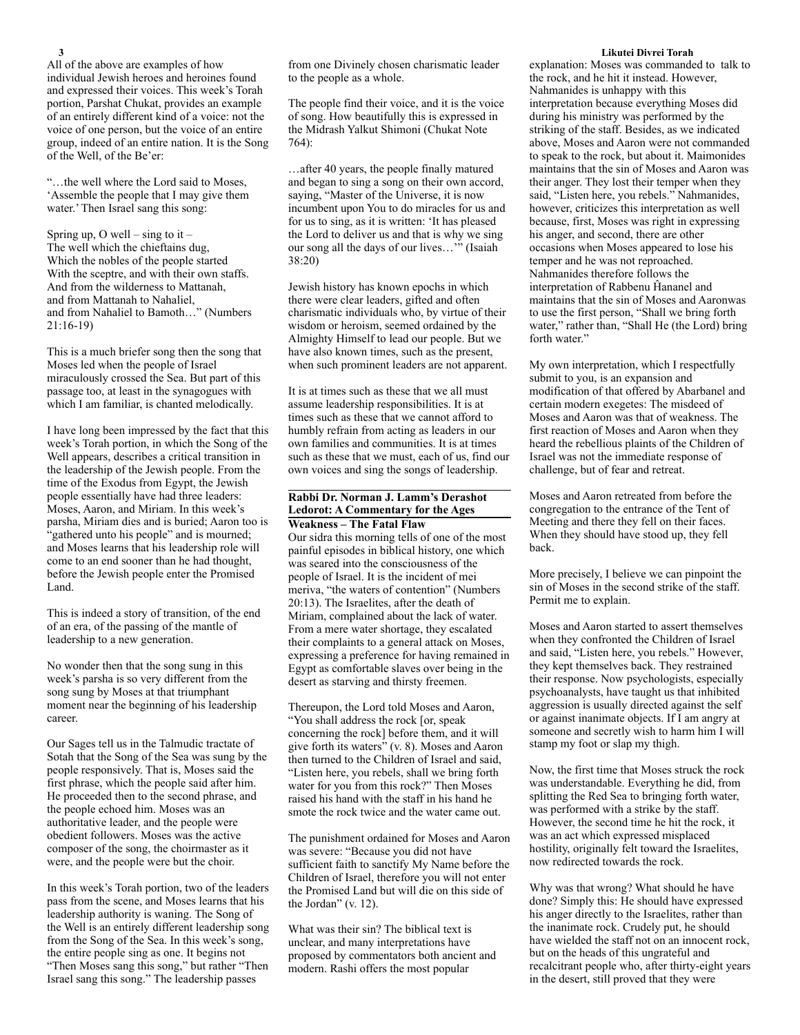All of the above are examples of how individual Jewish heroes and heroines found and expressed their voices. This week's Torah portion, Parshat Chukat, provides an example of an entirely different kind of a voice: not the voice of one person, but the voice of an entire group, indeed of an entire nation. It is the Song of the Well, of the Be'er:

"…the well where the Lord said to Moses, 'Assemble the people that I may give them water.' Then Israel sang this song:

Spring up, O well – sing to it –
The well which the chieftains dug,
Which the nobles of the people started
With the sceptre, and with their own staffs.
And from the wilderness to Mattanah,
and from Mattanah to Nahaliel,
and from Nahaliel to Bamoth…" (Numbers 21:16-19)

This is a much briefer song then the song that Moses led when the people of Israel miraculously crossed the Sea. But part of this passage too, at least in the synagogues with which I am familiar, is chanted melodically.

I have long been impressed by the fact that this week's Torah portion, in which the Song of the Well appears, describes a critical transition in the leadership of the Jewish people. From the time of the Exodus from Egypt, the Jewish people essentially have had three leaders: Moses, Aaron, and Miriam. In this week's parsha, Miriam dies and is buried; Aaron too is "gathered unto his people" and is mourned; and Moses learns that his leadership role will come to an end sooner than he had thought, before the Jewish people enter the Promised Land.

This is indeed a story of transition, of the end of an era, of the passing of the mantle of leadership to a new generation.

No wonder then that the song sung in this week's parsha is so very different from the song sung by Moses at that triumphant moment near the beginning of his leadership career.

Our Sages tell us in the Talmudic tractate of Sotah that the Song of the Sea was sung by the people responsively. That is, Moses said the first phrase, which the people said after him. He proceeded then to the second phrase, and the people echoed him. Moses was an authoritative leader, and the people were obedient followers. Moses was the active composer of the song, the choirmaster as it were, and the people were but the choir.

In this week's Torah portion, two of the leaders pass from the scene, and Moses learns that his leadership authority is waning. The Song of the Well is an entirely different leadership song from the Song of the Sea. In this week's song, the entire people sing as one. It begins not "Then Moses sang this song," but rather "Then Israel sang this song." The leadership passes from one Divinely chosen charismatic leader to the people as a whole.

The people find their voice, and it is the voice of song. How beautifully this is expressed in the Midrash Yalkut Shimoni (Chukat Note 764):

…after 40 years, the people finally matured and began to sing a song on their own accord, saying, "Master of the Universe, it is now incumbent upon You to do miracles for us and for us to sing, as it is written: 'It has pleased the Lord to deliver us and that is why we sing our song all the days of our lives…'" (Isaiah 38:20)

Jewish history has known epochs in which there were clear leaders, gifted and often charismatic individuals who, by virtue of their wisdom or heroism, seemed ordained by the Almighty Himself to lead our people. But we have also known times, such as the present, when such prominent leaders are not apparent.

It is at times such as these that we all must assume leadership responsibilities. It is at times such as these that we cannot afford to humbly refrain from acting as leaders in our own families and communities. It is at times such as these that we must, each of us, find our own voices and sing the songs of leadership.

## Rabbi Dr. Norman J. Lamm's Derashot Ledorot: A Commentary for the Ages

### Weakness – The Fatal Flaw

Our sidra this morning tells of one of the most painful episodes in biblical history, one which was seared into the consciousness of the people of Israel. It is the incident of mei meriva, "the waters of contention" (Numbers 20:13). The Israelites, after the death of Miriam, complained about the lack of water. From a mere water shortage, they escalated their complaints to a general attack on Moses, expressing a preference for having remained in Egypt as comfortable slaves over being in the desert as starving and thirsty freemen.

Thereupon, the Lord told Moses and Aaron, "You shall address the rock [or, speak concerning the rock] before them, and it will give forth its waters" (v. 8). Moses and Aaron then turned to the Children of Israel and said, "Listen here, you rebels, shall we bring forth water for you from this rock?" Then Moses raised his hand with the staff in his hand he smote the rock twice and the water came out.

The punishment ordained for Moses and Aaron was severe: "Because you did not have sufficient faith to sanctify My Name before the Children of Israel, therefore you will not enter the Promised Land but will die on this side of the Jordan" (v. 12).

What was their sin? The biblical text is unclear, and many interpretations have proposed by commentators both ancient and modern. Rashi offers the most popular explanation: Moses was commanded to talk to the rock, and he hit it instead. However, Nahmanides is unhappy with this interpretation because everything Moses did during his ministry was performed by the striking of the staff. Besides, as we indicated above, Moses and Aaron were not commanded to speak to the rock, but about it. Maimonides maintains that the sin of Moses and Aaron was their anger. They lost their temper when they said, "Listen here, you rebels." Nahmanides, however, criticizes this interpretation as well because, first, Moses was right in expressing his anger, and second, there are other occasions when Moses appeared to lose his temper and he was not reproached. Nahmanides therefore follows the interpretation of Rabbenu Ḥananel and maintains that the sin of Moses and Aaronwas to use the first person, "Shall we bring forth water," rather than, "Shall He (the Lord) bring forth water."

My own interpretation, which I respectfully submit to you, is an expansion and modification of that offered by Abarbanel and certain modern exegetes: The misdeed of Moses and Aaron was that of weakness. The first reaction of Moses and Aaron when they heard the rebellious plaints of the Children of Israel was not the immediate response of challenge, but of fear and retreat.

Moses and Aaron retreated from before the congregation to the entrance of the Tent of Meeting and there they fell on their faces. When they should have stood up, they fell back.

More precisely, I believe we can pinpoint the sin of Moses in the second strike of the staff. Permit me to explain.

Moses and Aaron started to assert themselves when they confronted the Children of Israel and said, "Listen here, you rebels." However, they kept themselves back. They restrained their response. Now psychologists, especially psychoanalysts, have taught us that inhibited aggression is usually directed against the self or against inanimate objects. If I am angry at someone and secretly wish to harm him I will stamp my foot or slap my thigh.

Now, the first time that Moses struck the rock was understandable. Everything he did, from splitting the Red Sea to bringing forth water, was performed with a strike by the staff. However, the second time he hit the rock, it was an act which expressed misplaced hostility, originally felt toward the Israelites, now redirected towards the rock.

Why was that wrong? What should he have done? Simply this: He should have expressed his anger directly to the Israelites, rather than the inanimate rock. Crudely put, he should have wielded the staff not on an innocent rock, but on the heads of this ungrateful and recalcitrant people who, after thirty-eight years in the desert, still proved that they were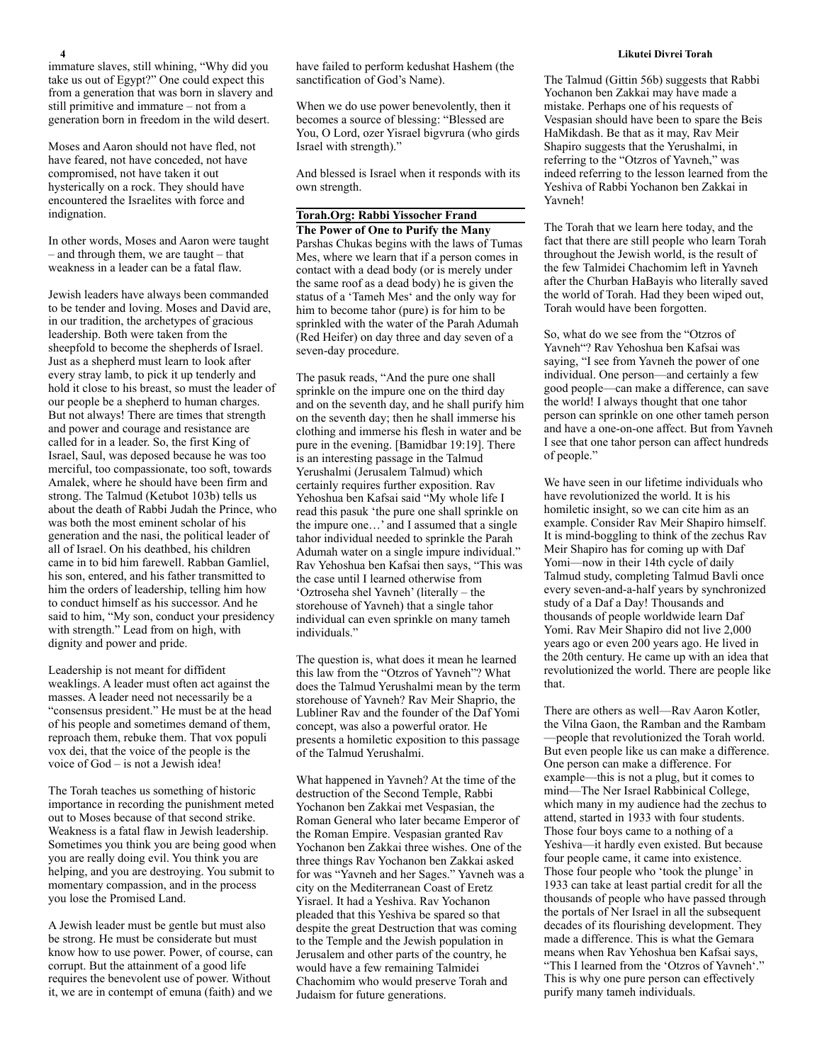immature slaves, still whining, "Why did you take us out of Egypt?" One could expect this from a generation that was born in slavery and still primitive and immature – not from a generation born in freedom in the wild desert.

Moses and Aaron should not have fled, not have feared, not have conceded, not have compromised, not have taken it out hysterically on a rock. They should have encountered the Israelites with force and indignation.

In other words, Moses and Aaron were taught – and through them, we are taught – that weakness in a leader can be a fatal flaw.

Jewish leaders have always been commanded to be tender and loving. Moses and David are, in our tradition, the archetypes of gracious leadership. Both were taken from the sheepfold to become the shepherds of Israel. Just as a shepherd must learn to look after every stray lamb, to pick it up tenderly and hold it close to his breast, so must the leader of our people be a shepherd to human charges. But not always! There are times that strength and power and courage and resistance are called for in a leader. So, the first King of Israel, Saul, was deposed because he was too merciful, too compassionate, too soft, towards Amalek, where he should have been firm and strong. The Talmud (Ketubot 103b) tells us about the death of Rabbi Judah the Prince, who was both the most eminent scholar of his generation and the nasi, the political leader of all of Israel. On his deathbed, his children came in to bid him farewell. Rabban Gamliel, his son, entered, and his father transmitted to him the orders of leadership, telling him how to conduct himself as his successor. And he said to him, "My son, conduct your presidency with strength." Lead from on high, with dignity and power and pride.

Leadership is not meant for diffident weaklings. A leader must often act against the masses. A leader need not necessarily be a "consensus president." He must be at the head of his people and sometimes demand of them, reproach them, rebuke them. That vox populi vox dei, that the voice of the people is the voice of God – is not a Jewish idea!

The Torah teaches us something of historic importance in recording the punishment meted out to Moses because of that second strike. Weakness is a fatal flaw in Jewish leadership. Sometimes you think you are being good when you are really doing evil. You think you are helping, and you are destroying. You submit to momentary compassion, and in the process you lose the Promised Land.

A Jewish leader must be gentle but must also be strong. He must be considerate but must know how to use power. Power, of course, can corrupt. But the attainment of a good life requires the benevolent use of power. Without it, we are in contempt of emuna (faith) and we have failed to perform kedushat Hashem (the sanctification of God's Name).

When we do use power benevolently, then it becomes a source of blessing: "Blessed are You, O Lord, ozer Yisrael bigvrura (who girds Israel with strength)."

And blessed is Israel when it responds with its own strength.

## Torah.Org: Rabbi Yissocher Frand

### The Power of One to Purify the Many

Parshas Chukas begins with the laws of Tumas Mes, where we learn that if a person comes in contact with a dead body (or is merely under the same roof as a dead body) he is given the status of a 'Tameh Mes' and the only way for him to become tahor (pure) is for him to be sprinkled with the water of the Parah Adumah (Red Heifer) on day three and day seven of a seven-day procedure.

The pasuk reads, "And the pure one shall sprinkle on the impure one on the third day and on the seventh day, and he shall purify him on the seventh day; then he shall immerse his clothing and immerse his flesh in water and be pure in the evening. [Bamidbar 19:19]. There is an interesting passage in the Talmud Yerushalmi (Jerusalem Talmud) which certainly requires further exposition. Rav Yehoshua ben Kafsai said "My whole life I read this pasuk 'the pure one shall sprinkle on the impure one…' and I assumed that a single tahor individual needed to sprinkle the Parah Adumah water on a single impure individual." Rav Yehoshua ben Kafsai then says, "This was the case until I learned otherwise from 'Oztroseha shel Yavneh' (literally – the storehouse of Yavneh) that a single tahor individual can even sprinkle on many tameh individuals."

The question is, what does it mean he learned this law from the "Otzros of Yavneh"? What does the Talmud Yerushalmi mean by the term storehouse of Yavneh? Rav Meir Shaprio, the Lubliner Rav and the founder of the Daf Yomi concept, was also a powerful orator. He presents a homiletic exposition to this passage of the Talmud Yerushalmi.

What happened in Yavneh? At the time of the destruction of the Second Temple, Rabbi Yochanon ben Zakkai met Vespasian, the Roman General who later became Emperor of the Roman Empire. Vespasian granted Rav Yochanon ben Zakkai three wishes. One of the three things Rav Yochanon ben Zakkai asked for was "Yavneh and her Sages." Yavneh was a city on the Mediterranean Coast of Eretz Yisrael. It had a Yeshiva. Rav Yochanon pleaded that this Yeshiva be spared so that despite the great Destruction that was coming to the Temple and the Jewish population in Jerusalem and other parts of the country, he would have a few remaining Talmidei Chachomim who would preserve Torah and Judaism for future generations.

The Talmud (Gittin 56b) suggests that Rabbi Yochanon ben Zakkai may have made a mistake. Perhaps one of his requests of Vespasian should have been to spare the Beis HaMikdash. Be that as it may, Rav Meir Shapiro suggests that the Yerushalmi, in referring to the "Otzros of Yavneh," was indeed referring to the lesson learned from the Yeshiva of Rabbi Yochanon ben Zakkai in Yavneh!

The Torah that we learn here today, and the fact that there are still people who learn Torah throughout the Jewish world, is the result of the few Talmidei Chachomim left in Yavneh after the Churban HaBayis who literally saved the world of Torah. Had they been wiped out, Torah would have been forgotten.

So, what do we see from the "Otzros of Yavneh"? Rav Yehoshua ben Kafsai was saying, "I see from Yavneh the power of one individual. One person—and certainly a few good people—can make a difference, can save the world! I always thought that one tahor person can sprinkle on one other tameh person and have a one-on-one affect. But from Yavneh I see that one tahor person can affect hundreds of people."

We have seen in our lifetime individuals who have revolutionized the world. It is his homiletic insight, so we can cite him as an example. Consider Rav Meir Shapiro himself. It is mind-boggling to think of the zechus Rav Meir Shapiro has for coming up with Daf Yomi—now in their 14th cycle of daily Talmud study, completing Talmud Bavli once every seven-and-a-half years by synchronized study of a Daf a Day! Thousands and thousands of people worldwide learn Daf Yomi. Rav Meir Shapiro did not live 2,000 years ago or even 200 years ago. He lived in the 20th century. He came up with an idea that revolutionized the world. There are people like that.

There are others as well—Rav Aaron Kotler, the Vilna Gaon, the Ramban and the Rambam—people that revolutionized the Torah world. But even people like us can make a difference. One person can make a difference. For example—this is not a plug, but it comes to mind—The Ner Israel Rabbinical College, which many in my audience had the zechus to attend, started in 1933 with four students. Those four boys came to a nothing of a Yeshiva—it hardly even existed. But because four people came, it came into existence. Those four people who 'took the plunge' in 1933 can take at least partial credit for all the thousands of people who have passed through the portals of Ner Israel in all the subsequent decades of its flourishing development. They made a difference. This is what the Gemara means when Rav Yehoshua ben Kafsai says, "This I learned from the 'Otzros of Yavneh'." This is why one pure person can effectively purify many tameh individuals.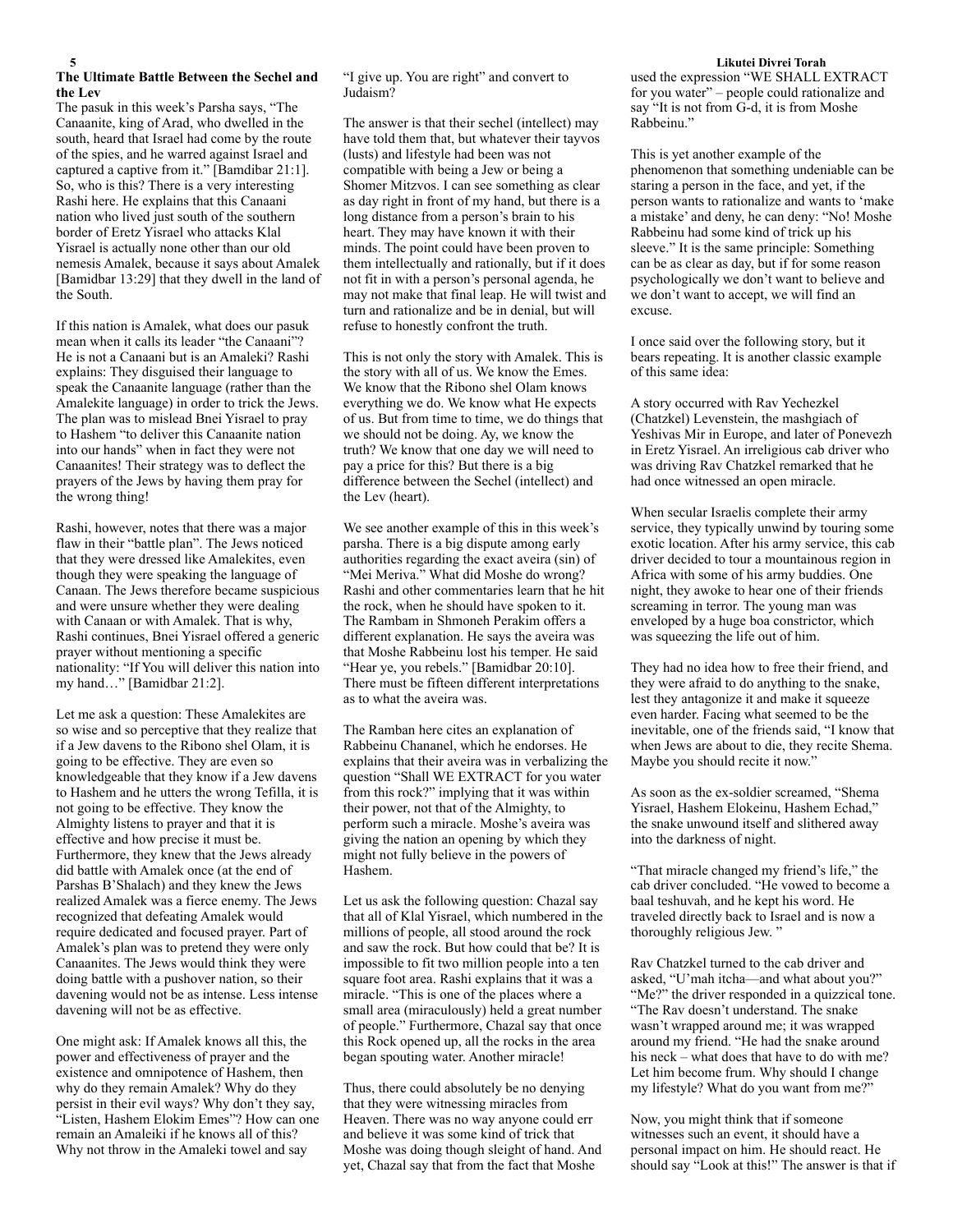## The Ultimate Battle Between the Sechel and the Lev

The pasuk in this week's Parsha says, "The Canaanite, king of Arad, who dwelled in the south, heard that Israel had come by the route of the spies, and he warred against Israel and captured a captive from it." [Bamdibar 21:1]. So, who is this? There is a very interesting Rashi here. He explains that this Canaani nation who lived just south of the southern border of Eretz Yisrael who attacks Klal Yisrael is actually none other than our old nemesis Amalek, because it says about Amalek [Bamidbar 13:29] that they dwell in the land of the South.

If this nation is Amalek, what does our pasuk mean when it calls its leader "the Canaani"? He is not a Canaani but is an Amaleki? Rashi explains: They disguised their language to speak the Canaanite language (rather than the Amalekite language) in order to trick the Jews. The plan was to mislead Bnei Yisrael to pray to Hashem "to deliver this Canaanite nation into our hands" when in fact they were not Canaanites! Their strategy was to deflect the prayers of the Jews by having them pray for the wrong thing!

Rashi, however, notes that there was a major flaw in their "battle plan". The Jews noticed that they were dressed like Amalekites, even though they were speaking the language of Canaan. The Jews therefore became suspicious and were unsure whether they were dealing with Canaan or with Amalek. That is why, Rashi continues, Bnei Yisrael offered a generic prayer without mentioning a specific nationality: "If You will deliver this nation into my hand…" [Bamidbar 21:2].

Let me ask a question: These Amalekites are so wise and so perceptive that they realize that if a Jew davens to the Ribono shel Olam, it is going to be effective. They are even so knowledgeable that they know if a Jew davens to Hashem and he utters the wrong Tefilla, it is not going to be effective. They know the Almighty listens to prayer and that it is effective and how precise it must be. Furthermore, they knew that the Jews already did battle with Amalek once (at the end of Parshas B'Shalach) and they knew the Jews realized Amalek was a fierce enemy. The Jews recognized that defeating Amalek would require dedicated and focused prayer. Part of Amalek's plan was to pretend they were only Canaanites. The Jews would think they were doing battle with a pushover nation, so their davening would not be as intense. Less intense davening will not be as effective.

One might ask: If Amalek knows all this, the power and effectiveness of prayer and the existence and omnipotence of Hashem, then why do they remain Amalek? Why do they persist in their evil ways? Why don't they say, "Listen, Hashem Elokim Emes"? How can one remain an Amaleiki if he knows all of this? Why not throw in the Amaleki towel and say "I give up. You are right" and convert to Judaism?

The answer is that their sechel (intellect) may have told them that, but whatever their tayvos (lusts) and lifestyle had been was not compatible with being a Jew or being a Shomer Mitzvos. I can see something as clear as day right in front of my hand, but there is a long distance from a person's brain to his heart. They may have known it with their minds. The point could have been proven to them intellectually and rationally, but if it does not fit in with a person's personal agenda, he may not make that final leap. He will twist and turn and rationalize and be in denial, but will refuse to honestly confront the truth.

This is not only the story with Amalek. This is the story with all of us. We know the Emes. We know that the Ribono shel Olam knows everything we do. We know what He expects of us. But from time to time, we do things that we should not be doing. Ay, we know the truth? We know that one day we will need to pay a price for this? But there is a big difference between the Sechel (intellect) and the Lev (heart).

We see another example of this in this week's parsha. There is a big dispute among early authorities regarding the exact aveira (sin) of "Mei Meriva." What did Moshe do wrong? Rashi and other commentaries learn that he hit the rock, when he should have spoken to it. The Rambam in Shmoneh Perakim offers a different explanation. He says the aveira was that Moshe Rabbeinu lost his temper. He said "Hear ye, you rebels." [Bamidbar 20:10]. There must be fifteen different interpretations as to what the aveira was.

The Ramban here cites an explanation of Rabbeinu Chananel, which he endorses. He explains that their aveira was in verbalizing the question "Shall WE EXTRACT for you water from this rock?" implying that it was within their power, not that of the Almighty, to perform such a miracle. Moshe's aveira was giving the nation an opening by which they might not fully believe in the powers of Hashem.

Let us ask the following question: Chazal say that all of Klal Yisrael, which numbered in the millions of people, all stood around the rock and saw the rock. But how could that be? It is impossible to fit two million people into a ten square foot area. Rashi explains that it was a miracle. "This is one of the places where a small area (miraculously) held a great number of people." Furthermore, Chazal say that once this Rock opened up, all the rocks in the area began spouting water. Another miracle!

Thus, there could absolutely be no denying that they were witnessing miracles from Heaven. There was no way anyone could err and believe it was some kind of trick that Moshe was doing though sleight of hand. And yet, Chazal say that from the fact that Moshe used the expression "WE SHALL EXTRACT for you water" – people could rationalize and say "It is not from G-d, it is from Moshe Rabbeinu."

This is yet another example of the phenomenon that something undeniable can be staring a person in the face, and yet, if the person wants to rationalize and wants to 'make a mistake' and deny, he can deny: "No! Moshe Rabbeinu had some kind of trick up his sleeve." It is the same principle: Something can be as clear as day, but if for some reason psychologically we don't want to believe and we don't want to accept, we will find an excuse.

I once said over the following story, but it bears repeating. It is another classic example of this same idea:

A story occurred with Rav Yechezkel (Chatzkel) Levenstein, the mashgiach of Yeshivas Mir in Europe, and later of Ponevezh in Eretz Yisrael. An irreligious cab driver who was driving Rav Chatzkel remarked that he had once witnessed an open miracle.

When secular Israelis complete their army service, they typically unwind by touring some exotic location. After his army service, this cab driver decided to tour a mountainous region in Africa with some of his army buddies. One night, they awoke to hear one of their friends screaming in terror. The young man was enveloped by a huge boa constrictor, which was squeezing the life out of him.

They had no idea how to free their friend, and they were afraid to do anything to the snake, lest they antagonize it and make it squeeze even harder. Facing what seemed to be the inevitable, one of the friends said, "I know that when Jews are about to die, they recite Shema. Maybe you should recite it now."

As soon as the ex-soldier screamed, "Shema Yisrael, Hashem Elokeinu, Hashem Echad," the snake unwound itself and slithered away into the darkness of night.

"That miracle changed my friend's life," the cab driver concluded. "He vowed to become a baal teshuvah, and he kept his word. He traveled directly back to Israel and is now a thoroughly religious Jew. "

Rav Chatzkel turned to the cab driver and asked, "U'mah itcha—and what about you?" "Me?" the driver responded in a quizzical tone. "The Rav doesn't understand. The snake wasn't wrapped around me; it was wrapped around my friend. "He had the snake around his neck – what does that have to do with me? Let him become frum. Why should I change my lifestyle? What do you want from me?"

Now, you might think that if someone witnesses such an event, it should have a personal impact on him. He should react. He should say "Look at this!" The answer is that if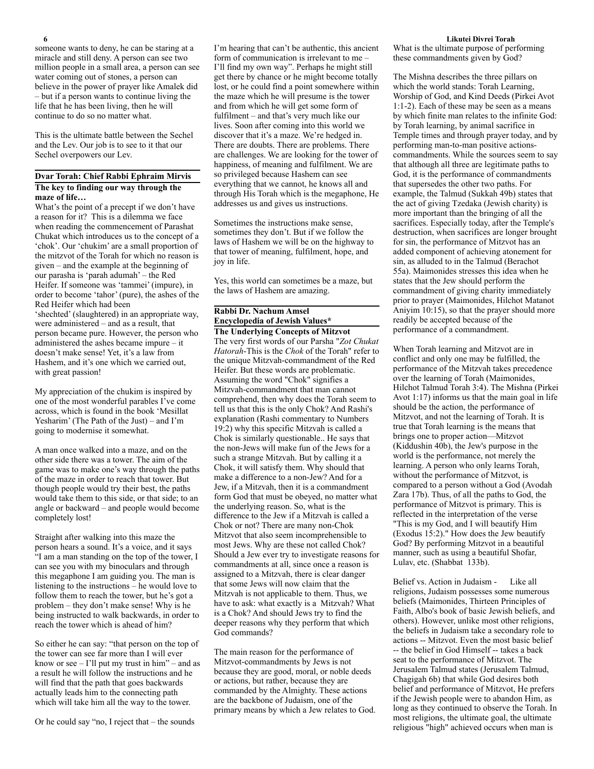someone wants to deny, he can be staring at a miracle and still deny. A person can see two million people in a small area, a person can see water coming out of stones, a person can believe in the power of prayer like Amalek did – but if a person wants to continue living the life that he has been living, then he will continue to do so no matter what.

This is the ultimate battle between the Sechel and the Lev. Our job is to see to it that our Sechel overpowers our Lev.

## Dvar Torah: Chief Rabbi Ephraim Mirvis

### The key to finding our way through the maze of life…

What's the point of a precept if we don't have a reason for it? This is a dilemma we face when reading the commencement of Parashat Chukat which introduces us to the concept of a 'chok'. Our 'chukim' are a small proportion of the mitzvot of the Torah for which no reason is given – and the example at the beginning of our parasha is 'parah adumah' – the Red Heifer. If someone was 'tammei' (impure), in order to become 'tahor' (pure), the ashes of the Red Heifer which had been 'shechted' (slaughtered) in an appropriate way, were administered – and as a result, that person became pure. However, the person who administered the ashes became impure – it doesn't make sense! Yet, it's a law from Hashem, and it's one which we carried out, with great passion!

My appreciation of the chukim is inspired by one of the most wonderful parables I've come across, which is found in the book 'Mesillat Yesharim' (The Path of the Just) – and I'm going to modernise it somewhat.

A man once walked into a maze, and on the other side there was a tower. The aim of the game was to make one's way through the paths of the maze in order to reach that tower. But though people would try their best, the paths would take them to this side, or that side; to an angle or backward – and people would become completely lost!

Straight after walking into this maze the person hears a sound. It's a voice, and it says "I am a man standing on the top of the tower, I can see you with my binoculars and through this megaphone I am guiding you. The man is listening to the instructions – he would love to follow them to reach the tower, but he's got a problem – they don't make sense! Why is he being instructed to walk backwards, in order to reach the tower which is ahead of him?

So either he can say: "that person on the top of the tower can see far more than I will ever know or see – I'll put my trust in him" – and as a result he will follow the instructions and he will find that the path that goes backwards actually leads him to the connecting path which will take him all the way to the tower.

Or he could say "no, I reject that – the sounds I'm hearing that can't be authentic, this ancient form of communication is irrelevant to me – I'll find my own way". Perhaps he might still get there by chance or he might become totally lost, or he could find a point somewhere within the maze which he will presume is the tower and from which he will get some form of fulfilment – and that's very much like our lives. Soon after coming into this world we discover that it's a maze. We're hedged in. There are doubts. There are problems. There are challenges. We are looking for the tower of happiness, of meaning and fulfilment. We are so privileged because Hashem can see everything that we cannot, he knows all and through His Torah which is the megaphone, He addresses us and gives us instructions.

Sometimes the instructions make sense, sometimes they don't. But if we follow the laws of Hashem we will be on the highway to that tower of meaning, fulfilment, hope, and joy in life.

Yes, this world can sometimes be a maze, but the laws of Hashem are amazing.

## Rabbi Dr. Nachum Amsel
## Encyclopedia of Jewish Values*

### The Underlying Concepts of Mitzvot

The very first words of our Parsha "*Zot Chukat Hatorah*-This is the *Chok* of the Torah" refer to the unique Mitzvah-commandment of the Red Heifer. But these words are problematic. Assuming the word "Chok" signifies a Mitzvah-commandment that man cannot comprehend, then why does the Torah seem to tell us that this is the only Chok? And Rashi's explanation (Rashi commentary to Numbers 19:2) why this specific Mitzvah is called a Chok is similarly questionable.. He says that the non-Jews will make fun of the Jews for a such a strange Mitzvah. But by calling it a Chok, it will satisfy them. Why should that make a difference to a non-Jew? And for a Jew, if a Mitzvah, then it is a commandment form God that must be obeyed, no matter what the underlying reason. So, what is the difference to the Jew if a Mitzvah is called a Chok or not? There are many non-Chok Mitzvot that also seem incomprehensible to most Jews. Why are these not called Chok? Should a Jew ever try to investigate reasons for commandments at all, since once a reason is assigned to a Mitzvah, there is clear danger that some Jews will now claim that the Mitzvah is not applicable to them. Thus, we have to ask: what exactly is a Mitzvah? What is a Chok? And should Jews try to find the deeper reasons why they perform that which God commands?

The main reason for the performance of Mitzvot-commandments by Jews is not because they are good, moral, or noble deeds or actions, but rather, because they are commanded by the Almighty. These actions are the backbone of Judaism, one of the primary means by which a Jew relates to God. What is the ultimate purpose of performing these commandments given by God?

The Mishna describes the three pillars on which the world stands: Torah Learning, Worship of God, and Kind Deeds (Pirkei Avot 1:1-2). Each of these may be seen as a means by which finite man relates to the infinite God: by Torah learning, by animal sacrifice in Temple times and through prayer today, and by performing man-to-man positive actions-commandments. While the sources seem to say that although all three are legitimate paths to God, it is the performance of commandments that supersedes the other two paths. For example, the Talmud (Sukkah 49b) states that the act of giving Tzedaka (Jewish charity) is more important than the bringing of all the sacrifices. Especially today, after the Temple's destruction, when sacrifices are longer brought for sin, the performance of Mitzvot has an added component of achieving atonement for sin, as alluded to in the Talmud (Berachot 55a). Maimonides stresses this idea when he states that the Jew should perform the commandment of giving charity immediately prior to prayer (Maimonides, Hilchot Matanot Aniyim 10:15), so that the prayer should more readily be accepted because of the performance of a commandment.

When Torah learning and Mitzvot are in conflict and only one may be fulfilled, the performance of the Mitzvah takes precedence over the learning of Torah (Maimonides, Hilchot Talmud Torah 3:4). The Mishna (Pirkei Avot 1:17) informs us that the main goal in life should be the action, the performance of Mitzvot, and not the learning of Torah. It is true that Torah learning is the means that brings one to proper action—Mitzvot (Kiddushin 40b), the Jew's purpose in the world is the performance, not merely the learning. A person who only learns Torah, without the performance of Mitzvot, is compared to a person without a God (Avodah Zara 17b). Thus, of all the paths to God, the performance of Mitzvot is primary. This is reflected in the interpretation of the verse "This is my God, and I will beautify Him (Exodus 15:2)." How does the Jew beautify God? By performing Mitzvot in a beautiful manner, such as using a beautiful Shofar, Lulav, etc. (Shabbat 133b).

Belief vs. Action in Judaism - Like all religions, Judaism possesses some numerous beliefs (Maimonides, Thirteen Principles of Faith, Albo's book of basic Jewish beliefs, and others). However, unlike most other religions, the beliefs in Judaism take a secondary role to actions -- Mitzvot. Even the most basic belief -- the belief in God Himself -- takes a back seat to the performance of Mitzvot. The Jerusalem Talmud states (Jerusalem Talmud, Chagigah 6b) that while God desires both belief and performance of Mitzvot, He prefers if the Jewish people were to abandon Him, as long as they continued to observe the Torah. In most religions, the ultimate goal, the ultimate religious "high" achieved occurs when man is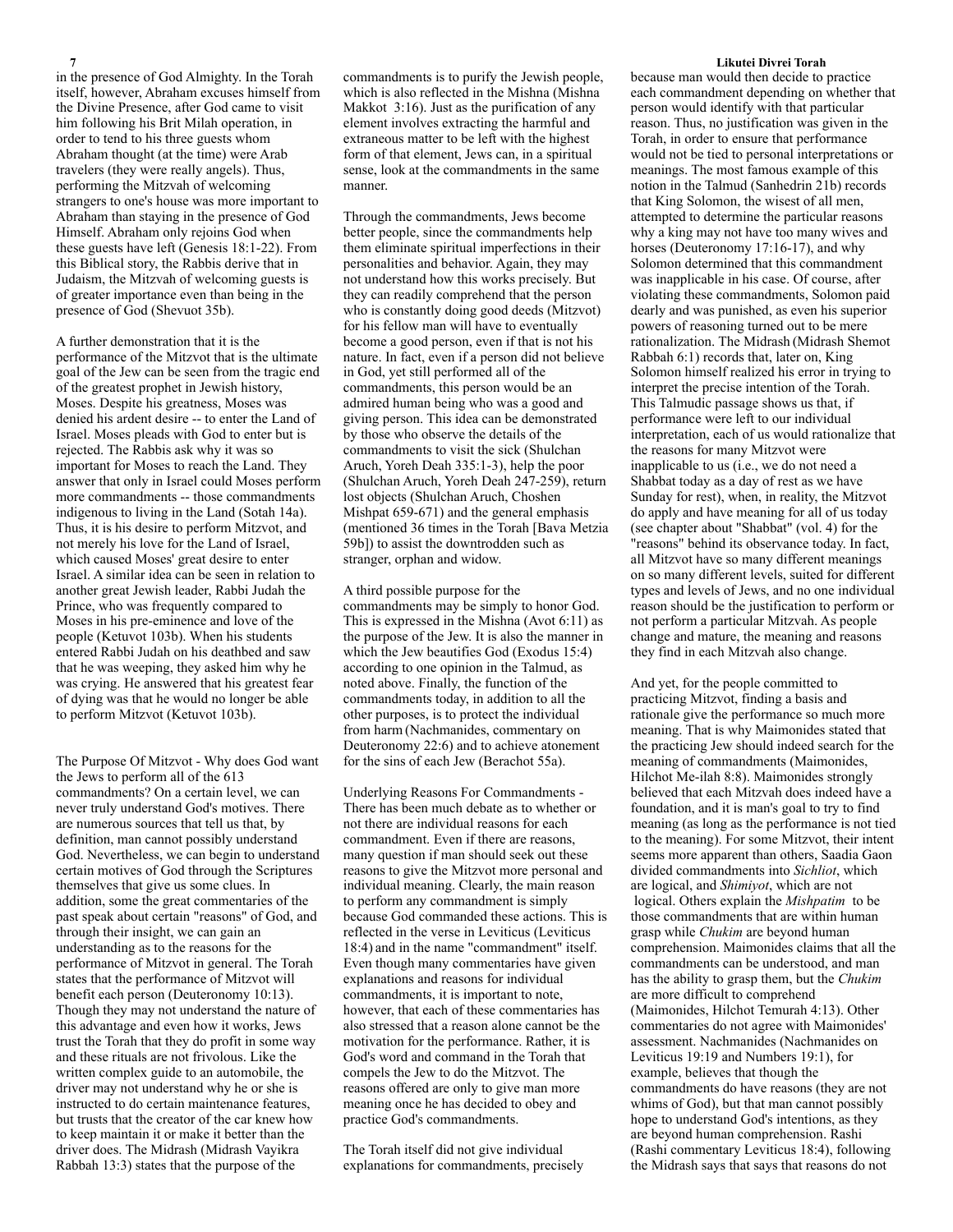in the presence of God Almighty. In the Torah itself, however, Abraham excuses himself from the Divine Presence, after God came to visit him following his Brit Milah operation, in order to tend to his three guests whom Abraham thought (at the time) were Arab travelers (they were really angels). Thus, performing the Mitzvah of welcoming strangers to one's house was more important to Abraham than staying in the presence of God Himself. Abraham only rejoins God when these guests have left (Genesis 18:1-22). From this Biblical story, the Rabbis derive that in Judaism, the Mitzvah of welcoming guests is of greater importance even than being in the presence of God (Shevuot 35b).

A further demonstration that it is the performance of the Mitzvot that is the ultimate goal of the Jew can be seen from the tragic end of the greatest prophet in Jewish history, Moses. Despite his greatness, Moses was denied his ardent desire -- to enter the Land of Israel. Moses pleads with God to enter but is rejected. The Rabbis ask why it was so important for Moses to reach the Land. They answer that only in Israel could Moses perform more commandments -- those commandments indigenous to living in the Land (Sotah 14a). Thus, it is his desire to perform Mitzvot, and not merely his love for the Land of Israel, which caused Moses' great desire to enter Israel. A similar idea can be seen in relation to another great Jewish leader, Rabbi Judah the Prince, who was frequently compared to Moses in his pre-eminence and love of the people (Ketuvot 103b). When his students entered Rabbi Judah on his deathbed and saw that he was weeping, they asked him why he was crying. He answered that his greatest fear of dying was that he would no longer be able to perform Mitzvot (Ketuvot 103b).

The Purpose Of Mitzvot - Why does God want the Jews to perform all of the 613 commandments? On a certain level, we can never truly understand God's motives. There are numerous sources that tell us that, by definition, man cannot possibly understand God. Nevertheless, we can begin to understand certain motives of God through the Scriptures themselves that give us some clues. In addition, some the great commentaries of the past speak about certain "reasons" of God, and through their insight, we can gain an understanding as to the reasons for the performance of Mitzvot in general. The Torah states that the performance of Mitzvot will benefit each person (Deuteronomy 10:13). Though they may not understand the nature of this advantage and even how it works, Jews trust the Torah that they do profit in some way and these rituals are not frivolous. Like the written complex guide to an automobile, the driver may not understand why he or she is instructed to do certain maintenance features, but trusts that the creator of the car knew how to keep maintain it or make it better than the driver does. The Midrash (Midrash Vayikra Rabbah 13:3) states that the purpose of the commandments is to purify the Jewish people, which is also reflected in the Mishna (Mishna Makkot 3:16). Just as the purification of any element involves extracting the harmful and extraneous matter to be left with the highest form of that element, Jews can, in a spiritual sense, look at the commandments in the same manner.

Through the commandments, Jews become better people, since the commandments help them eliminate spiritual imperfections in their personalities and behavior. Again, they may not understand how this works precisely. But they can readily comprehend that the person who is constantly doing good deeds (Mitzvot) for his fellow man will have to eventually become a good person, even if that is not his nature. In fact, even if a person did not believe in God, yet still performed all of the commandments, this person would be an admired human being who was a good and giving person. This idea can be demonstrated by those who observe the details of the commandments to visit the sick (Shulchan Aruch, Yoreh Deah 335:1-3), help the poor (Shulchan Aruch, Yoreh Deah 247-259), return lost objects (Shulchan Aruch, Choshen Mishpat 659-671) and the general emphasis (mentioned 36 times in the Torah [Bava Metzia 59b]) to assist the downtrodden such as stranger, orphan and widow.

A third possible purpose for the commandments may be simply to honor God. This is expressed in the Mishna (Avot 6:11) as the purpose of the Jew. It is also the manner in which the Jew beautifies God (Exodus 15:4) according to one opinion in the Talmud, as noted above. Finally, the function of the commandments today, in addition to all the other purposes, is to protect the individual from harm (Nachmanides, commentary on Deuteronomy 22:6) and to achieve atonement for the sins of each Jew (Berachot 55a).

Underlying Reasons For Commandments - There has been much debate as to whether or not there are individual reasons for each commandment. Even if there are reasons, many question if man should seek out these reasons to give the Mitzvot more personal and individual meaning. Clearly, the main reason to perform any commandment is simply because God commanded these actions. This is reflected in the verse in Leviticus (Leviticus 18:4) and in the name "commandment" itself. Even though many commentaries have given explanations and reasons for individual commandments, it is important to note, however, that each of these commentaries has also stressed that a reason alone cannot be the motivation for the performance. Rather, it is God's word and command in the Torah that compels the Jew to do the Mitzvot. The reasons offered are only to give man more meaning once he has decided to obey and practice God's commandments.

The Torah itself did not give individual explanations for commandments, precisely because man would then decide to practice each commandment depending on whether that person would identify with that particular reason. Thus, no justification was given in the Torah, in order to ensure that performance would not be tied to personal interpretations or meanings. The most famous example of this notion in the Talmud (Sanhedrin 21b) records that King Solomon, the wisest of all men, attempted to determine the particular reasons why a king may not have too many wives and horses (Deuteronomy 17:16-17), and why Solomon determined that this commandment was inapplicable in his case. Of course, after violating these commandments, Solomon paid dearly and was punished, as even his superior powers of reasoning turned out to be mere rationalization. The Midrash (Midrash Shemot Rabbah 6:1) records that, later on, King Solomon himself realized his error in trying to interpret the precise intention of the Torah. This Talmudic passage shows us that, if performance were left to our individual interpretation, each of us would rationalize that the reasons for many Mitzvot were inapplicable to us (i.e., we do not need a Shabbat today as a day of rest as we have Sunday for rest), when, in reality, the Mitzvot do apply and have meaning for all of us today (see chapter about "Shabbat" (vol. 4) for the "reasons" behind its observance today. In fact, all Mitzvot have so many different meanings on so many different levels, suited for different types and levels of Jews, and no one individual reason should be the justification to perform or not perform a particular Mitzvah. As people change and mature, the meaning and reasons they find in each Mitzvah also change.

And yet, for the people committed to practicing Mitzvot, finding a basis and rationale give the performance so much more meaning. That is why Maimonides stated that the practicing Jew should indeed search for the meaning of commandments (Maimonides, Hilchot Me-ilah 8:8). Maimonides strongly believed that each Mitzvah does indeed have a foundation, and it is man's goal to try to find meaning (as long as the performance is not tied to the meaning). For some Mitzvot, their intent seems more apparent than others, Saadia Gaon divided commandments into *Sichliot*, which are logical, and *Shimiyot*, which are not logical. Others explain the *Mishpatim* to be those commandments that are within human grasp while *Chukim* are beyond human comprehension. Maimonides claims that all the commandments can be understood, and man has the ability to grasp them, but the *Chukim* are more difficult to comprehend (Maimonides, Hilchot Temurah 4:13). Other commentaries do not agree with Maimonides' assessment. Nachmanides (Nachmanides on Leviticus 19:19 and Numbers 19:1), for example, believes that though the commandments do have reasons (they are not whims of God), but that man cannot possibly hope to understand God's intentions, as they are beyond human comprehension. Rashi (Rashi commentary Leviticus 18:4), following the Midrash says that says that reasons do not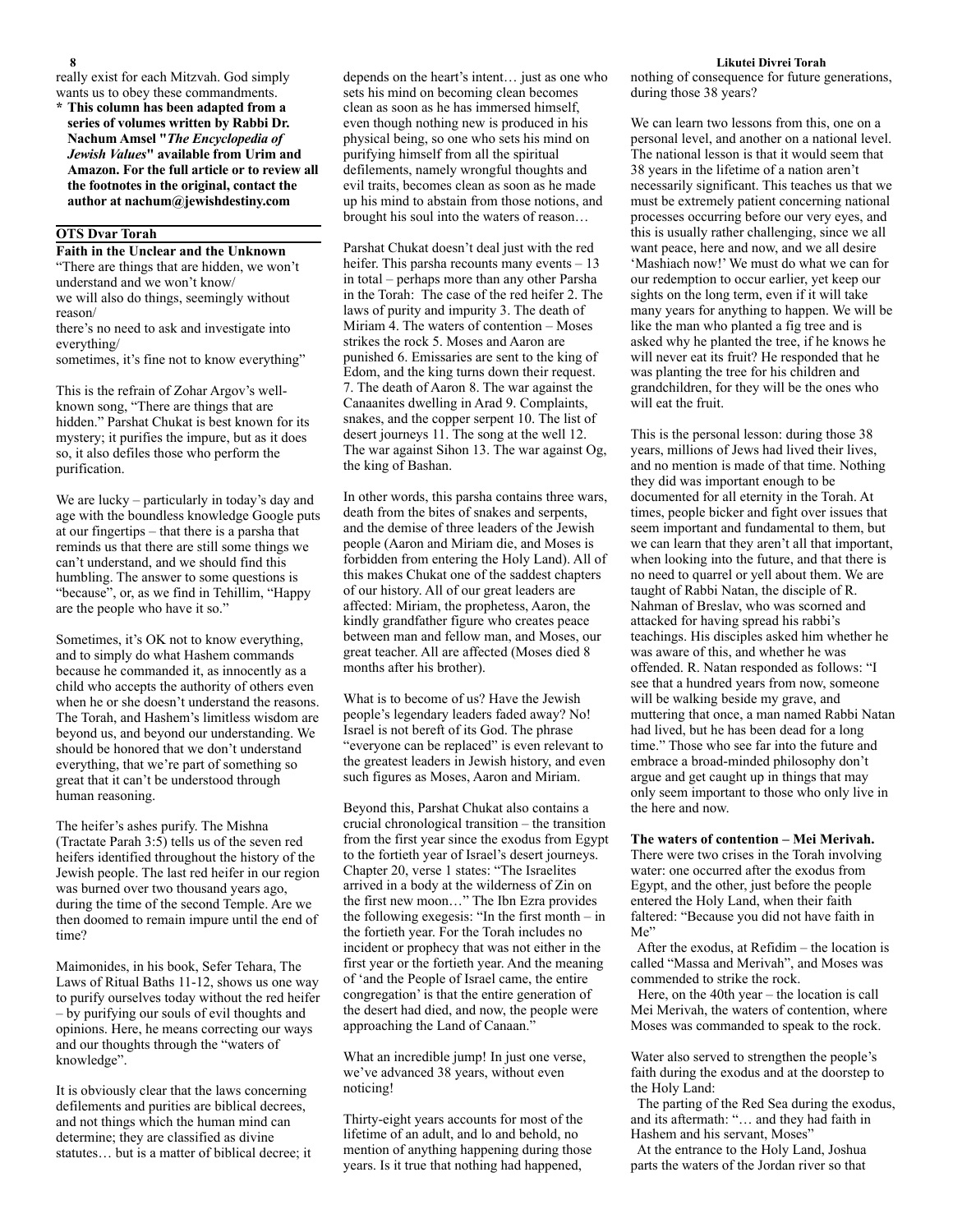really exist for each Mitzvah. God simply wants us to obey these commandments.

**\* This column has been adapted from a series of volumes written by Rabbi Dr. Nachum Amsel "*The Encyclopedia of Jewish Values*" available from Urim and Amazon. For the full article or to review all the footnotes in the original, contact the author at nachum@jewishdestiny.com**

## OTS Dvar Torah

**Faith in the Unclear and the Unknown**

"There are things that are hidden, we won't understand and we won't know/
we will also do things, seemingly without reason/
there's no need to ask and investigate into everything/
sometimes, it's fine not to know everything"

This is the refrain of Zohar Argov's well-known song, "There are things that are hidden." Parshat Chukat is best known for its mystery; it purifies the impure, but as it does so, it also defiles those who perform the purification.

We are lucky – particularly in today's day and age with the boundless knowledge Google puts at our fingertips – that there is a parsha that reminds us that there are still some things we can't understand, and we should find this humbling. The answer to some questions is "because", or, as we find in Tehillim, "Happy are the people who have it so."

Sometimes, it's OK not to know everything, and to simply do what Hashem commands because he commanded it, as innocently as a child who accepts the authority of others even when he or she doesn't understand the reasons. The Torah, and Hashem's limitless wisdom are beyond us, and beyond our understanding. We should be honored that we don't understand everything, that we're part of something so great that it can't be understood through human reasoning.

The heifer's ashes purify. The Mishna (Tractate Parah 3:5) tells us of the seven red heifers identified throughout the history of the Jewish people. The last red heifer in our region was burned over two thousand years ago, during the time of the second Temple. Are we then doomed to remain impure until the end of time?

Maimonides, in his book, Sefer Tehara, The Laws of Ritual Baths 11-12, shows us one way to purify ourselves today without the red heifer – by purifying our souls of evil thoughts and opinions. Here, he means correcting our ways and our thoughts through the "waters of knowledge".

It is obviously clear that the laws concerning defilements and purities are biblical decrees, and not things which the human mind can determine; they are classified as divine statutes… but is a matter of biblical decree; it depends on the heart's intent… just as one who sets his mind on becoming clean becomes clean as soon as he has immersed himself, even though nothing new is produced in his physical being, so one who sets his mind on purifying himself from all the spiritual defilements, namely wrongful thoughts and evil traits, becomes clean as soon as he made up his mind to abstain from those notions, and brought his soul into the waters of reason…

Parshat Chukat doesn't deal just with the red heifer. This parsha recounts many events – 13 in total – perhaps more than any other Parsha in the Torah: The case of the red heifer 2. The laws of purity and impurity 3. The death of Miriam 4. The waters of contention – Moses strikes the rock 5. Moses and Aaron are punished 6. Emissaries are sent to the king of Edom, and the king turns down their request. 7. The death of Aaron 8. The war against the Canaanites dwelling in Arad 9. Complaints, snakes, and the copper serpent 10. The list of desert journeys 11. The song at the well 12. The war against Sihon 13. The war against Og, the king of Bashan.

In other words, this parsha contains three wars, death from the bites of snakes and serpents, and the demise of three leaders of the Jewish people (Aaron and Miriam die, and Moses is forbidden from entering the Holy Land). All of this makes Chukat one of the saddest chapters of our history. All of our great leaders are affected: Miriam, the prophetess, Aaron, the kindly grandfather figure who creates peace between man and fellow man, and Moses, our great teacher. All are affected (Moses died 8 months after his brother).

What is to become of us? Have the Jewish people's legendary leaders faded away? No! Israel is not bereft of its God. The phrase "everyone can be replaced" is even relevant to the greatest leaders in Jewish history, and even such figures as Moses, Aaron and Miriam.

Beyond this, Parshat Chukat also contains a crucial chronological transition – the transition from the first year since the exodus from Egypt to the fortieth year of Israel's desert journeys. Chapter 20, verse 1 states: "The Israelites arrived in a body at the wilderness of Zin on the first new moon…" The Ibn Ezra provides the following exegesis: "In the first month – in the fortieth year. For the Torah includes no incident or prophecy that was not either in the first year or the fortieth year. And the meaning of 'and the People of Israel came, the entire congregation' is that the entire generation of the desert had died, and now, the people were approaching the Land of Canaan."

What an incredible jump! In just one verse, we've advanced 38 years, without even noticing!

Thirty-eight years accounts for most of the lifetime of an adult, and lo and behold, no mention of anything happening during those years. Is it true that nothing had happened, nothing of consequence for future generations, during those 38 years?

We can learn two lessons from this, one on a personal level, and another on a national level. The national lesson is that it would seem that 38 years in the lifetime of a nation aren't necessarily significant. This teaches us that we must be extremely patient concerning national processes occurring before our very eyes, and this is usually rather challenging, since we all want peace, here and now, and we all desire 'Mashiach now!' We must do what we can for our redemption to occur earlier, yet keep our sights on the long term, even if it will take many years for anything to happen. We will be like the man who planted a fig tree and is asked why he planted the tree, if he knows he will never eat its fruit? He responded that he was planting the tree for his children and grandchildren, for they will be the ones who will eat the fruit.

This is the personal lesson: during those 38 years, millions of Jews had lived their lives, and no mention is made of that time. Nothing they did was important enough to be documented for all eternity in the Torah. At times, people bicker and fight over issues that seem important and fundamental to them, but we can learn that they aren't all that important, when looking into the future, and that there is no need to quarrel or yell about them. We are taught of Rabbi Natan, the disciple of R. Nahman of Breslav, who was scorned and attacked for having spread his rabbi's teachings. His disciples asked him whether he was aware of this, and whether he was offended. R. Natan responded as follows: "I see that a hundred years from now, someone will be walking beside my grave, and muttering that once, a man named Rabbi Natan had lived, but he has been dead for a long time." Those who see far into the future and embrace a broad-minded philosophy don't argue and get caught up in things that may only seem important to those who only live in the here and now.

**The waters of contention – Mei Merivah.**

There were two crises in the Torah involving water: one occurred after the exodus from Egypt, and the other, just before the people entered the Holy Land, when their faith faltered: "Because you did not have faith in Me"

After the exodus, at Refidim – the location is called "Massa and Merivah", and Moses was commended to strike the rock.

Here, on the 40th year – the location is call Mei Merivah, the waters of contention, where Moses was commanded to speak to the rock.

Water also served to strengthen the people's faith during the exodus and at the doorstep to the Holy Land:

The parting of the Red Sea during the exodus, and its aftermath: "… and they had faith in Hashem and his servant, Moses"

At the entrance to the Holy Land, Joshua parts the waters of the Jordan river so that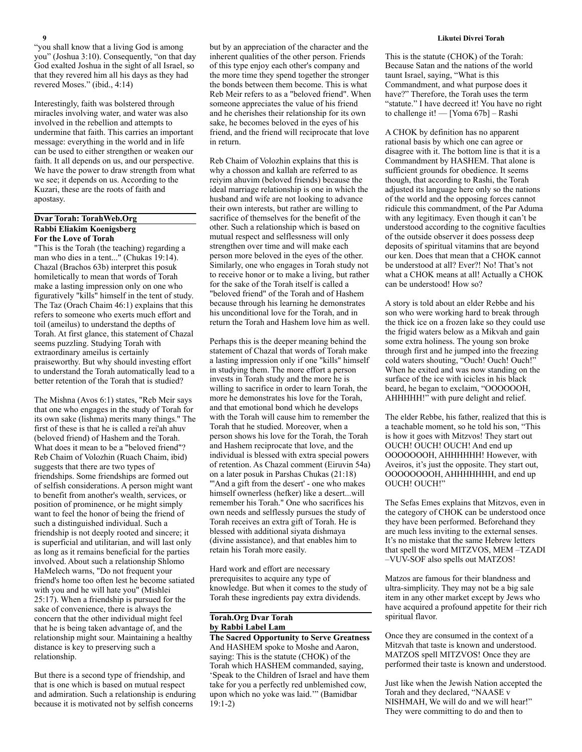"you shall know that a living God is among you" (Joshua 3:10). Consequently, "on that day God exalted Joshua in the sight of all Israel, so that they revered him all his days as they had revered Moses." (ibid., 4:14)

Interestingly, faith was bolstered through miracles involving water, and water was also involved in the rebellion and attempts to undermine that faith. This carries an important message: everything in the world and in life can be used to either strengthen or weaken our faith. It all depends on us, and our perspective. We have the power to draw strength from what we see; it depends on us. According to the Kuzari, these are the roots of faith and apostasy.

## Dvar Torah: TorahWeb.Org
### Rabbi Eliakim Koenigsberg
### For the Love of Torah

"This is the Torah (the teaching) regarding a man who dies in a tent..." (Chukas 19:14). Chazal (Brachos 63b) interpret this posuk homiletically to mean that words of Torah make a lasting impression only on one who figuratively "kills" himself in the tent of study. The Taz (Orach Chaim 46:1) explains that this refers to someone who exerts much effort and toil (ameilus) to understand the depths of Torah. At first glance, this statement of Chazal seems puzzling. Studying Torah with extraordinary ameilus is certainly praiseworthy. But why should investing effort to understand the Torah automatically lead to a better retention of the Torah that is studied?

The Mishna (Avos 6:1) states, "Reb Meir says that one who engages in the study of Torah for its own sake (lishma) merits many things." The first of these is that he is called a rei'ah ahuv (beloved friend) of Hashem and the Torah. What does it mean to be a "beloved friend"? Reb Chaim of Volozhin (Ruach Chaim, ibid) suggests that there are two types of friendships. Some friendships are formed out of selfish considerations. A person might want to benefit from another's wealth, services, or position of prominence, or he might simply want to feel the honor of being the friend of such a distinguished individual. Such a friendship is not deeply rooted and sincere; it is superficial and utilitarian, and will last only as long as it remains beneficial for the parties involved. About such a relationship Shlomo HaMelech warns, "Do not frequent your friend's home too often lest he become satiated with you and he will hate you" (Mishlei 25:17). When a friendship is pursued for the sake of convenience, there is always the concern that the other individual might feel that he is being taken advantage of, and the relationship might sour. Maintaining a healthy distance is key to preserving such a relationship.

But there is a second type of friendship, and that is one which is based on mutual respect and admiration. Such a relationship is enduring because it is motivated not by selfish concerns but by an appreciation of the character and the inherent qualities of the other person. Friends of this type enjoy each other's company and the more time they spend together the stronger the bonds between them become. This is what Reb Meir refers to as a "beloved friend". When someone appreciates the value of his friend and he cherishes their relationship for its own sake, he becomes beloved in the eyes of his friend, and the friend will reciprocate that love in return.

Reb Chaim of Volozhin explains that this is why a chosson and kallah are referred to as reiyim ahuvim (beloved friends) because the ideal marriage relationship is one in which the husband and wife are not looking to advance their own interests, but rather are willing to sacrifice of themselves for the benefit of the other. Such a relationship which is based on mutual respect and selflessness will only strengthen over time and will make each person more beloved in the eyes of the other. Similarly, one who engages in Torah study not to receive honor or to make a living, but rather for the sake of the Torah itself is called a "beloved friend" of the Torah and of Hashem because through his learning he demonstrates his unconditional love for the Torah, and in return the Torah and Hashem love him as well.

Perhaps this is the deeper meaning behind the statement of Chazal that words of Torah make a lasting impression only if one "kills" himself in studying them. The more effort a person invests in Torah study and the more he is willing to sacrifice in order to learn Torah, the more he demonstrates his love for the Torah, and that emotional bond which he develops with the Torah will cause him to remember the Torah that he studied. Moreover, when a person shows his love for the Torah, the Torah and Hashem reciprocate that love, and the individual is blessed with extra special powers of retention. As Chazal comment (Eiruvin 54a) on a later posuk in Parshas Chukas (21:18) "'And a gift from the desert' - one who makes himself ownerless (hefker) like a desert...will remember his Torah." One who sacrifices his own needs and selflessly pursues the study of Torah receives an extra gift of Torah. He is blessed with additional siyata dishmaya (divine assistance), and that enables him to retain his Torah more easily.

Hard work and effort are necessary prerequisites to acquire any type of knowledge. But when it comes to the study of Torah these ingredients pay extra dividends.

## Torah.Org Dvar Torah
### by Rabbi Label Lam
### The Sacred Opportunity to Serve Greatness

And HASHEM spoke to Moshe and Aaron, saying: This is the statute (CHOK) of the Torah which HASHEM commanded, saying, 'Speak to the Children of Israel and have them take for you a perfectly red unblemished cow, upon which no yoke was laid.'" (Bamidbar 19:1-2)

This is the statute (CHOK) of the Torah: Because Satan and the nations of the world taunt Israel, saying, "What is this Commandment, and what purpose does it have?" Therefore, the Torah uses the term "statute." I have decreed it! You have no right to challenge it! — [Yoma 67b] – Rashi

A CHOK by definition has no apparent rational basis by which one can agree or disagree with it. The bottom line is that it is a Commandment by HASHEM. That alone is sufficient grounds for obedience. It seems though, that according to Rashi, the Torah adjusted its language here only so the nations of the world and the opposing forces cannot ridicule this commandment, of the Par Aduma with any legitimacy. Even though it can't be understood according to the cognitive faculties of the outside observer it does possess deep deposits of spiritual vitamins that are beyond our ken. Does that mean that a CHOK cannot be understood at all? Ever?! No! That's not what a CHOK means at all! Actually a CHOK can be understood! How so?

A story is told about an elder Rebbe and his son who were working hard to break through the thick ice on a frozen lake so they could use the frigid waters below as a Mikvah and gain some extra holiness. The young son broke through first and he jumped into the freezing cold waters shouting, "Ouch! Ouch! Ouch!" When he exited and was now standing on the surface of the ice with icicles in his black beard, he began to exclaim, "OOOOOOH, AHHHHH!" with pure delight and relief.

The elder Rebbe, his father, realized that this is a teachable moment, so he told his son, "This is how it goes with Mitzvos! They start out OUCH! OUCH! OUCH! And end up OOOOOOOH, AHHHHHH! However, with Aveiros, it's just the opposite. They start out, OOOOOOOOH, AHHHHHHH, and end up OUCH! OUCH!"

The Sefas Emes explains that Mitzvos, even in the category of CHOK can be understood once they have been performed. Beforehand they are much less inviting to the external senses. It's no mistake that the same Hebrew letters that spell the word MITZVOS, MEM –TZADI –VUV-SOF also spells out MATZOS!

Matzos are famous for their blandness and ultra-simplicity. They may not be a big sale item in any other market except by Jews who have acquired a profound appetite for their rich spiritual flavor.

Once they are consumed in the context of a Mitzvah that taste is known and understood. MATZOS spell MITZVOS! Once they are performed their taste is known and understood.

Just like when the Jewish Nation accepted the Torah and they declared, "NAASE v NISHMAH, We will do and we will hear!" They were committing to do and then to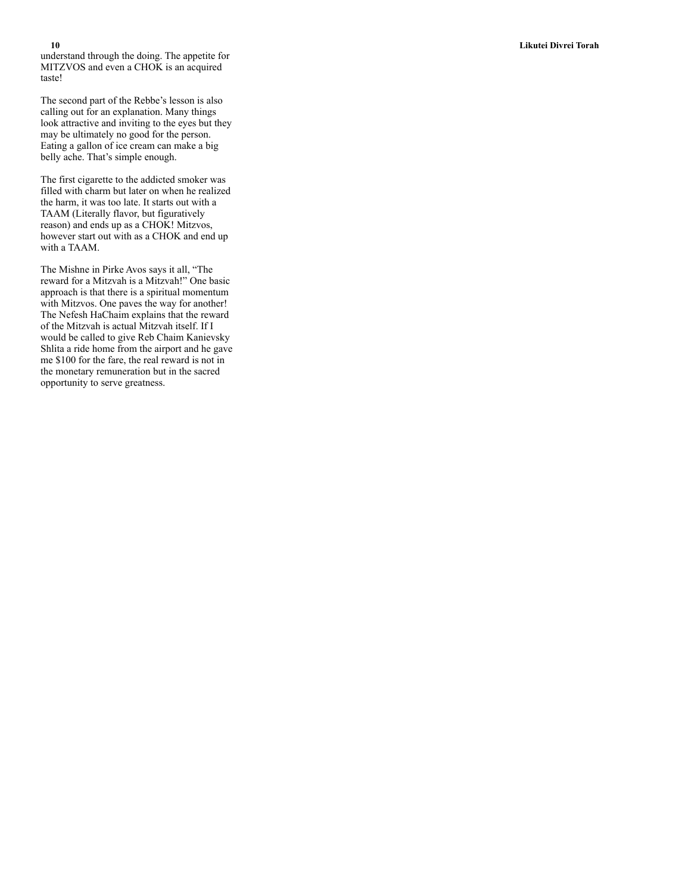understand through the doing. The appetite for MITZVOS and even a CHOK is an acquired taste!

The second part of the Rebbe's lesson is also calling out for an explanation. Many things look attractive and inviting to the eyes but they may be ultimately no good for the person. Eating a gallon of ice cream can make a big belly ache. That's simple enough.

The first cigarette to the addicted smoker was filled with charm but later on when he realized the harm, it was too late. It starts out with a TAAM (Literally flavor, but figuratively reason) and ends up as a CHOK! Mitzvos, however start out with as a CHOK and end up with a TAAM.

The Mishne in Pirke Avos says it all, "The reward for a Mitzvah is a Mitzvah!" One basic approach is that there is a spiritual momentum with Mitzvos. One paves the way for another! The Nefesh HaChaim explains that the reward of the Mitzvah is actual Mitzvah itself. If I would be called to give Reb Chaim Kanievsky Shlita a ride home from the airport and he gave me $100 for the fare, the real reward is not in the monetary remuneration but in the sacred opportunity to serve greatness.